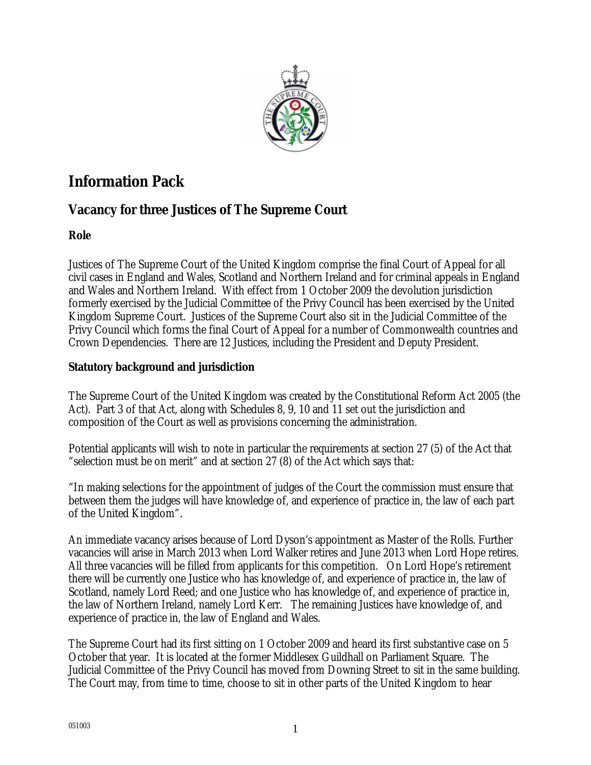# Information Pack

## Vacancy for three Justices of The Supreme Court

### Role

Justices of The Supreme Court of the United Kingdom comprise the final Court of Appeal for all civil cases in England and Wales, Scotland and Northern Ireland and for criminal appeals in England and Wales and Northern Ireland. With effect from 1 October 2009 the devolution jurisdiction formerly exercised by the Judicial Committee of the Privy Council has been exercised by the United Kingdom Supreme Court. Justices of the Supreme Court also sit in the Judicial Committee of the Privy Council which forms the final Court of Appeal for a number of Commonwealth countries and Crown Dependencies. There are 12 Justices, including the President and Deputy President.

### Statutory background and jurisdiction

The Supreme Court of the United Kingdom was created by the Constitutional Reform Act 2005 (the Act). Part 3 of that Act, along with Schedules 8, 9, 10 and 11 set out the jurisdiction and composition of the Court as well as provisions concerning the administration.

Potential applicants will wish to note in particular the requirements at section 27 (5) of the Act that "selection must be on merit" and at section 27 (8) of the Act which says that:

"In making selections for the appointment of judges of the Court the commission must ensure that between them the judges will have knowledge of, and experience of practice in, the law of each part of the United Kingdom".

An immediate vacancy arises because of Lord Dyson's appointment as Master of the Rolls. Further vacancies will arise in March 2013 when Lord Walker retires and June 2013 when Lord Hope retires. All three vacancies will be filled from applicants for this competition. On Lord Hope's retirement there will be currently one Justice who has knowledge of, and experience of practice in, the law of Scotland, namely Lord Reed; and one Justice who has knowledge of, and experience of practice in, the law of Northern Ireland, namely Lord Kerr. The remaining Justices have knowledge of, and experience of practice in, the law of England and Wales.

The Supreme Court had its first sitting on 1 October 2009 and heard its first substantive case on 5 October that year. It is located at the former Middlesex Guildhall on Parliament Square. The Judicial Committee of the Privy Council has moved from Downing Street to sit in the same building. The Court may, from time to time, choose to sit in other parts of the United Kingdom to hear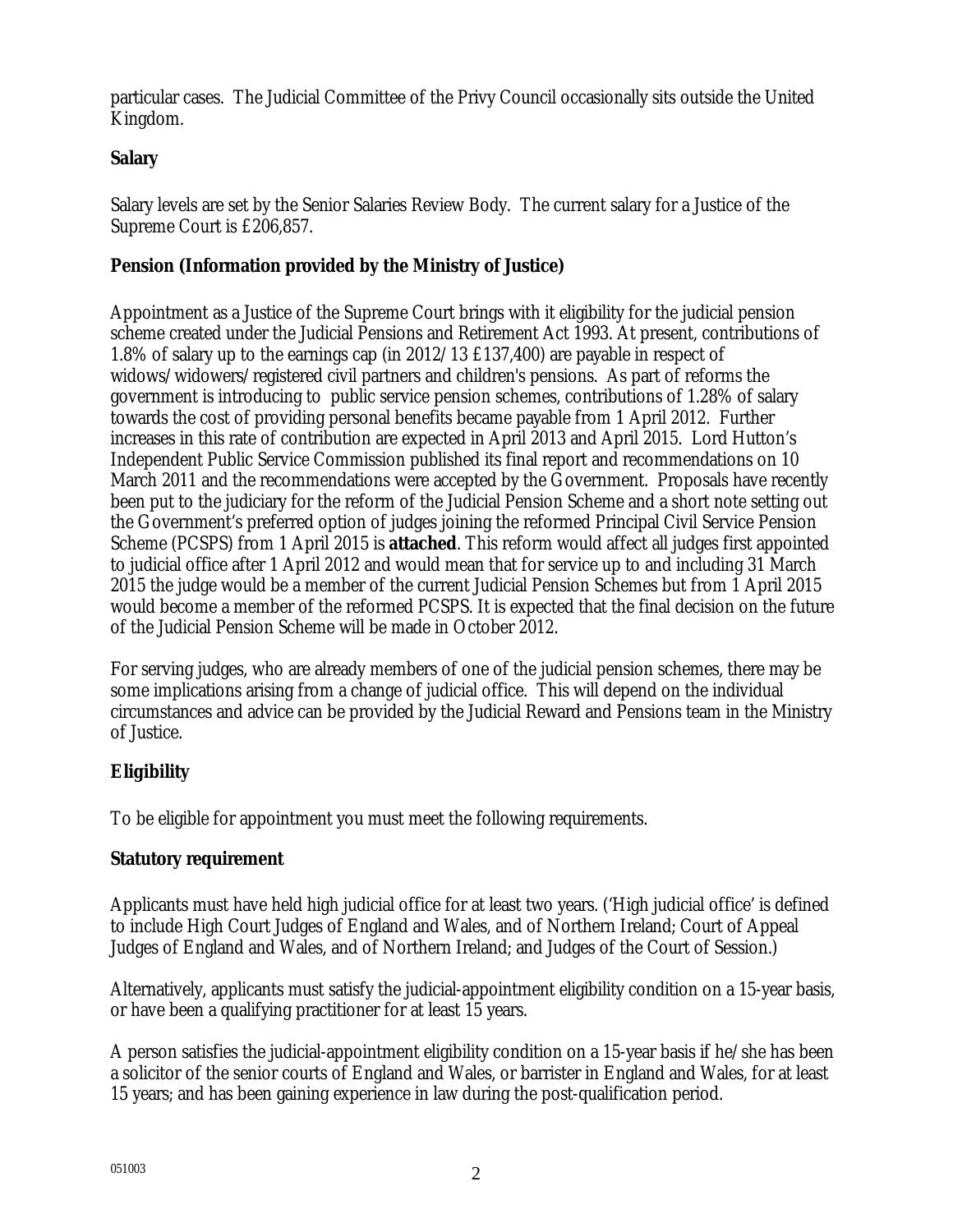particular cases. The Judicial Committee of the Privy Council occasionally sits outside the United Kingdom.

**Salary**

Salary levels are set by the Senior Salaries Review Body. The current salary for a Justice of the Supreme Court is £206,857.

**Pension (Information provided by the Ministry of Justice)**

Appointment as a Justice of the Supreme Court brings with it eligibility for the judicial pension scheme created under the Judicial Pensions and Retirement Act 1993. At present, contributions of 1.8% of salary up to the earnings cap (in 2012/13 £137,400) are payable in respect of widows/widowers/registered civil partners and children's pensions. As part of reforms the government is introducing to public service pension schemes, contributions of 1.28% of salary towards the cost of providing personal benefits became payable from 1 April 2012. Further increases in this rate of contribution are expected in April 2013 and April 2015. Lord Hutton's Independent Public Service Commission published its final report and recommendations on 10 March 2011 and the recommendations were accepted by the Government. Proposals have recently been put to the judiciary for the reform of the Judicial Pension Scheme and a short note setting out the Government's preferred option of judges joining the reformed Principal Civil Service Pension Scheme (PCSPS) from 1 April 2015 is **attached**. This reform would affect all judges first appointed to judicial office after 1 April 2012 and would mean that for service up to and including 31 March 2015 the judge would be a member of the current Judicial Pension Schemes but from 1 April 2015 would become a member of the reformed PCSPS. It is expected that the final decision on the future of the Judicial Pension Scheme will be made in October 2012.

For serving judges, who are already members of one of the judicial pension schemes, there may be some implications arising from a change of judicial office. This will depend on the individual circumstances and advice can be provided by the Judicial Reward and Pensions team in the Ministry of Justice.

**Eligibility**

To be eligible for appointment you must meet the following requirements.

**Statutory requirement**

Applicants must have held high judicial office for at least two years. ('High judicial office' is defined to include High Court Judges of England and Wales, and of Northern Ireland; Court of Appeal Judges of England and Wales, and of Northern Ireland; and Judges of the Court of Session.)

Alternatively, applicants must satisfy the judicial-appointment eligibility condition on a 15-year basis, or have been a qualifying practitioner for at least 15 years.

A person satisfies the judicial-appointment eligibility condition on a 15-year basis if he/she has been a solicitor of the senior courts of England and Wales, or barrister in England and Wales, for at least 15 years; and has been gaining experience in law during the post-qualification period.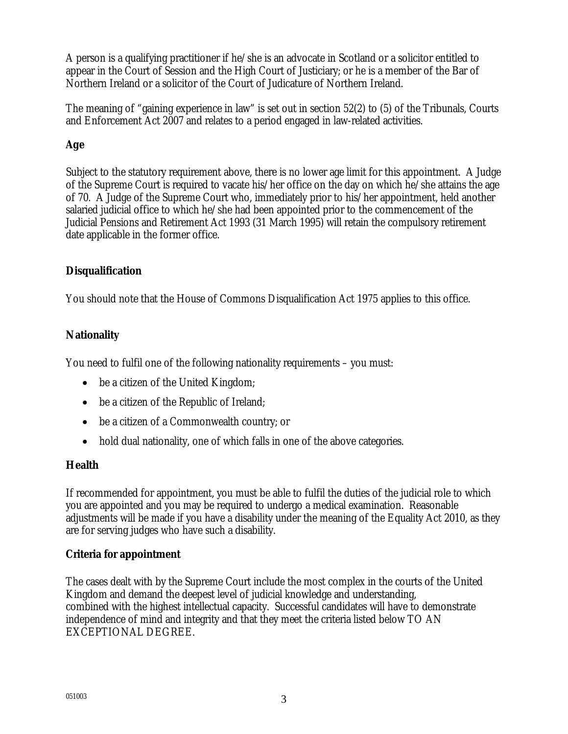A person is a qualifying practitioner if he/she is an advocate in Scotland or a solicitor entitled to appear in the Court of Session and the High Court of Justiciary; or he is a member of the Bar of Northern Ireland or a solicitor of the Court of Judicature of Northern Ireland.

The meaning of "gaining experience in law" is set out in section 52(2) to (5) of the Tribunals, Courts and Enforcement Act 2007 and relates to a period engaged in law-related activities.

**Age**

Subject to the statutory requirement above, there is no lower age limit for this appointment. A Judge of the Supreme Court is required to vacate his/her office on the day on which he/she attains the age of 70. A Judge of the Supreme Court who, immediately prior to his/her appointment, held another salaried judicial office to which he/she had been appointed prior to the commencement of the Judicial Pensions and Retirement Act 1993 (31 March 1995) will retain the compulsory retirement date applicable in the former office.

**Disqualification**

You should note that the House of Commons Disqualification Act 1975 applies to this office.

**Nationality**

You need to fulfil one of the following nationality requirements – you must:

- be a citizen of the United Kingdom;
- be a citizen of the Republic of Ireland;
- be a citizen of a Commonwealth country; or
- hold dual nationality, one of which falls in one of the above categories.

**Health**

If recommended for appointment, you must be able to fulfil the duties of the judicial role to which you are appointed and you may be required to undergo a medical examination. Reasonable adjustments will be made if you have a disability under the meaning of the Equality Act 2010, as they are for serving judges who have such a disability.

**Criteria for appointment**

The cases dealt with by the Supreme Court include the most complex in the courts of the United Kingdom and demand the deepest level of judicial knowledge and understanding, combined with the highest intellectual capacity. Successful candidates will have to demonstrate independence of mind and integrity and that they meet the criteria listed below TO AN EXCEPTIONAL DEGREE.

051003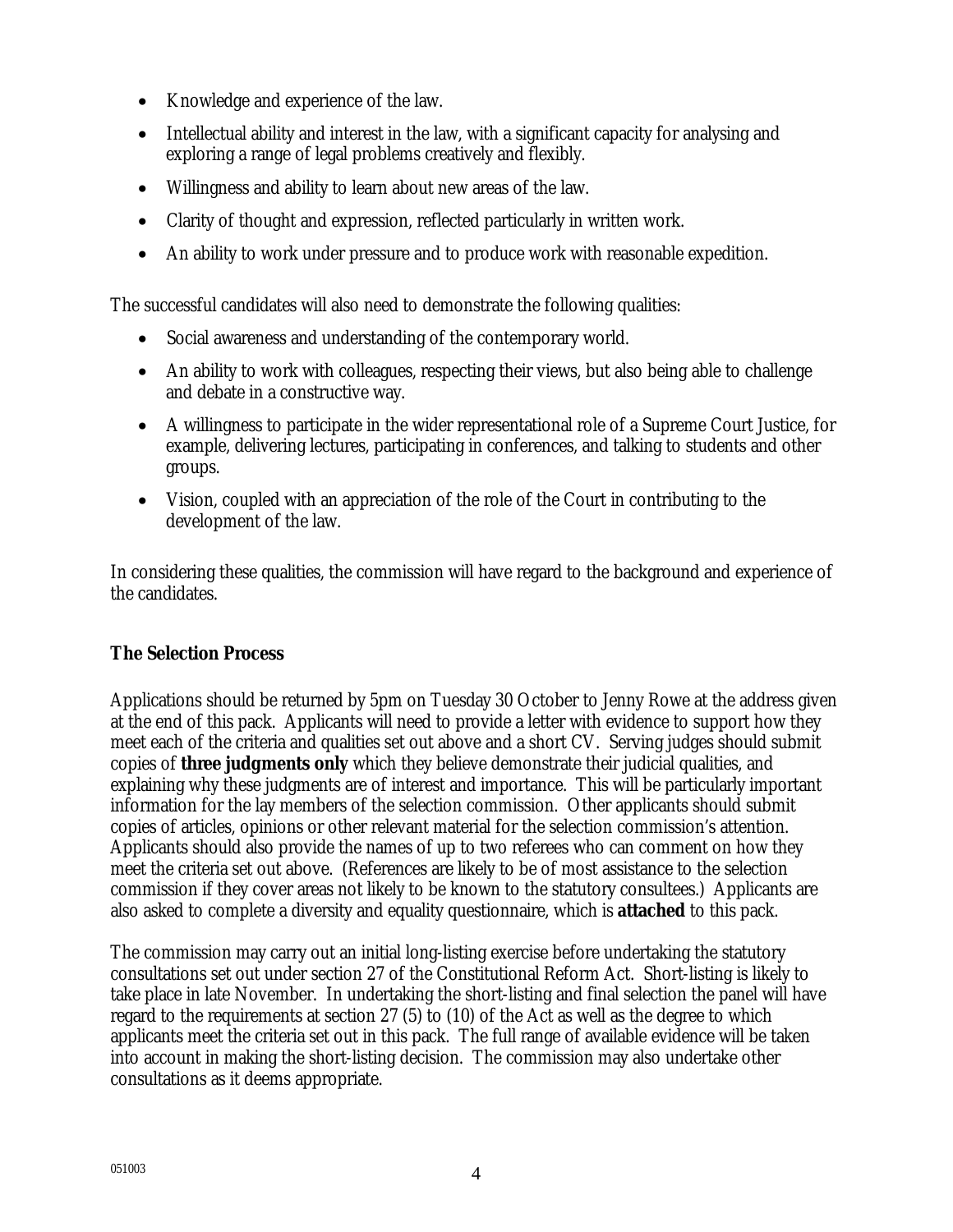- Knowledge and experience of the law.
- Intellectual ability and interest in the law, with a significant capacity for analysing and exploring a range of legal problems creatively and flexibly.
- Willingness and ability to learn about new areas of the law.
- Clarity of thought and expression, reflected particularly in written work.
- An ability to work under pressure and to produce work with reasonable expedition.

The successful candidates will also need to demonstrate the following qualities:

- Social awareness and understanding of the contemporary world.
- An ability to work with colleagues, respecting their views, but also being able to challenge and debate in a constructive way.
- A willingness to participate in the wider representational role of a Supreme Court Justice, for example, delivering lectures, participating in conferences, and talking to students and other groups.
- Vision, coupled with an appreciation of the role of the Court in contributing to the development of the law.

In considering these qualities, the commission will have regard to the background and experience of the candidates.

## The Selection Process

Applications should be returned by 5pm on Tuesday 30 October to Jenny Rowe at the address given at the end of this pack. Applicants will need to provide a letter with evidence to support how they meet each of the criteria and qualities set out above and a short CV. Serving judges should submit copies of **three judgments only** which they believe demonstrate their judicial qualities, and explaining why these judgments are of interest and importance. This will be particularly important information for the lay members of the selection commission. Other applicants should submit copies of articles, opinions or other relevant material for the selection commission's attention. Applicants should also provide the names of up to two referees who can comment on how they meet the criteria set out above. (References are likely to be of most assistance to the selection commission if they cover areas not likely to be known to the statutory consultees.) Applicants are also asked to complete a diversity and equality questionnaire, which is **attached** to this pack.

The commission may carry out an initial long-listing exercise before undertaking the statutory consultations set out under section 27 of the Constitutional Reform Act. Short-listing is likely to take place in late November. In undertaking the short-listing and final selection the panel will have regard to the requirements at section 27 (5) to (10) of the Act as well as the degree to which applicants meet the criteria set out in this pack. The full range of available evidence will be taken into account in making the short-listing decision. The commission may also undertake other consultations as it deems appropriate.

051003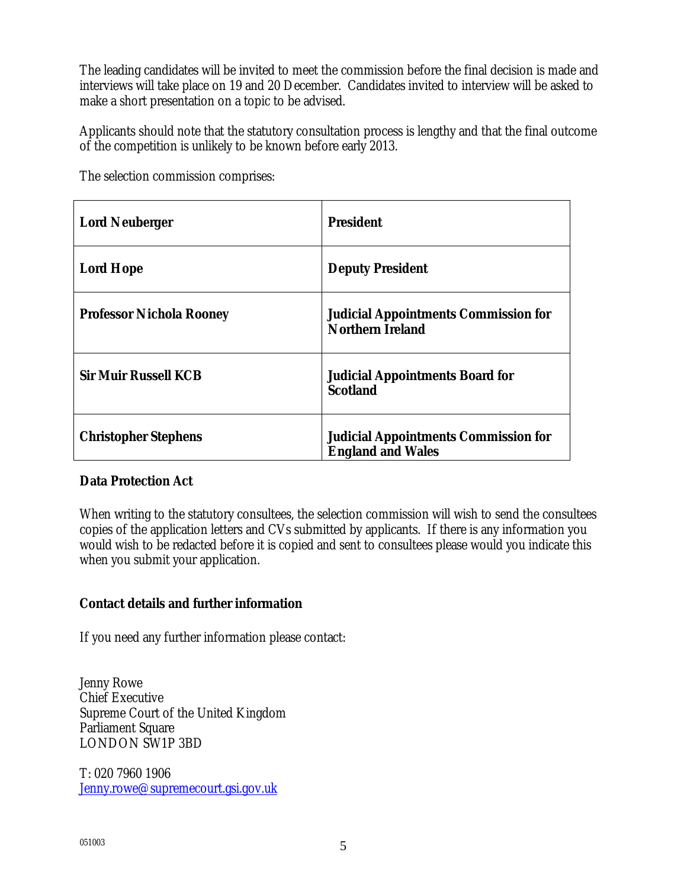The leading candidates will be invited to meet the commission before the final decision is made and interviews will take place on 19 and 20 December. Candidates invited to interview will be asked to make a short presentation on a topic to be advised.

Applicants should note that the statutory consultation process is lengthy and that the final outcome of the competition is unlikely to be known before early 2013.

The selection commission comprises:

| | |
|---|---|
| **Lord Neuberger** | **President** |
| **Lord Hope** | **Deputy President** |
| **Professor Nichola Rooney** | **Judicial Appointments Commission for Northern Ireland** |
| **Sir Muir Russell KCB** | **Judicial Appointments Board for Scotland** |
| **Christopher Stephens** | **Judicial Appointments Commission for England and Wales** |

**Data Protection Act**

When writing to the statutory consultees, the selection commission will wish to send the consultees copies of the application letters and CVs submitted by applicants. If there is any information you would wish to be redacted before it is copied and sent to consultees please would you indicate this when you submit your application.

**Contact details and further information**

If you need any further information please contact:

Jenny Rowe
Chief Executive
Supreme Court of the United Kingdom
Parliament Square
LONDON SW1P 3BD

T: 020 7960 1906
Jenny.rowe@supremecourt.gsi.gov.uk

051003